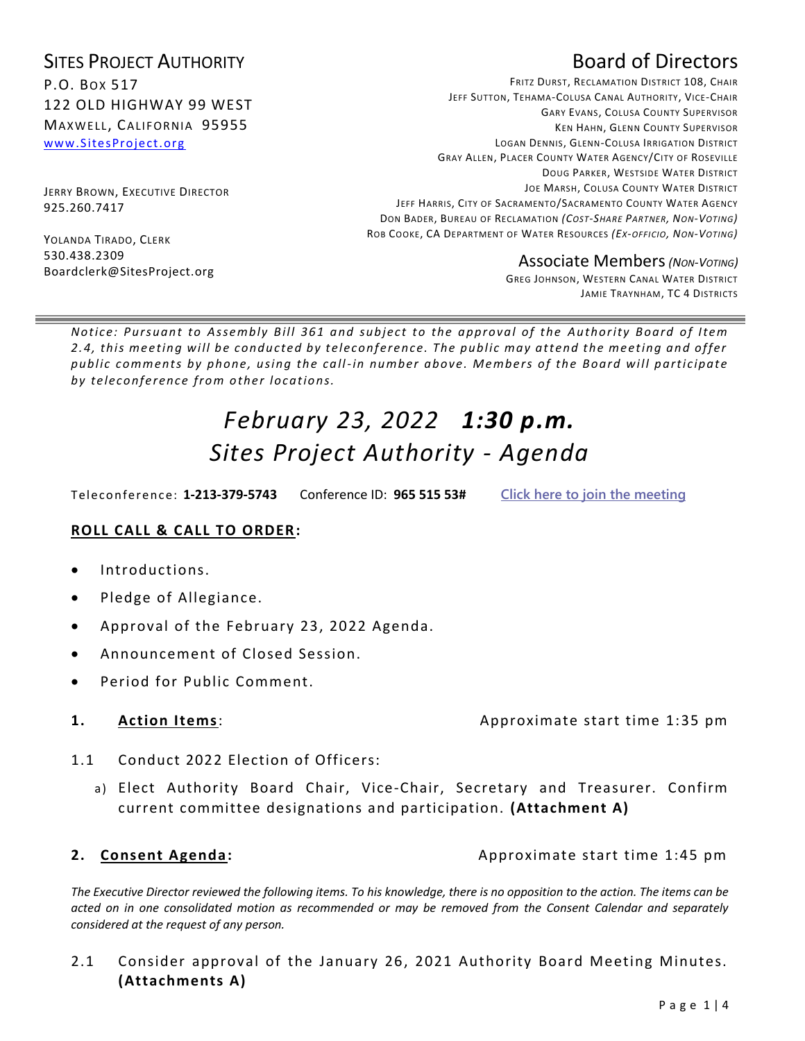# Sites Project Authority

P.O. Box 517
122 Old Highway 99 West
Maxwell, California 95955
www.SitesProject.org

Jerry Brown, Executive Director
925.260.7417

Yolanda Tirado, Clerk
530.438.2309
Boardclerk@SitesProject.org

## Board of Directors

Fritz Durst, Reclamation District 108, Chair
Jeff Sutton, Tehama-Colusa Canal Authority, Vice-Chair
Gary Evans, Colusa County Supervisor
Ken Hahn, Glenn County Supervisor
Logan Dennis, Glenn-Colusa Irrigation District
Gray Allen, Placer County Water Agency/City of Roseville
Doug Parker, Westside Water District
Joe Marsh, Colusa County Water District
Jeff Harris, City of Sacramento/Sacramento County Water Agency
Don Bader, Bureau of Reclamation *(Cost-Share Partner, Non-Voting)*
Rob Cooke, CA Department of Water Resources *(Ex-officio, Non-Voting)*

## Associate Members *(Non-Voting)*

Greg Johnson, Western Canal Water District
Jamie Traynham, TC 4 Districts

---

*Notice: Pursuant to Assembly Bill 361 and subject to the approval of the Authority Board of Item 2.4, this meeting will be conducted by teleconference. The public may attend the meeting and offer public comments by phone, using the call-in number above. Members of the Board will participate by teleconference from other locations.*

# *February 23, 2022 **1:30 p.m.***
# *Sites Project Authority - Agenda*

Teleconference: **1-213-379-5743** Conference ID: **965 515 53#** Click here to join the meeting

**ROLL CALL & CALL TO ORDER:**

- Introductions.
- Pledge of Allegiance.
- Approval of the February 23, 2022 Agenda.
- Announcement of Closed Session.
- Period for Public Comment.

**1. Action Items:** Approximate start time 1:35 pm

1.1 Conduct 2022 Election of Officers:

a) Elect Authority Board Chair, Vice-Chair, Secretary and Treasurer. Confirm current committee designations and participation. **(Attachment A)**

**2. Consent Agenda:** Approximate start time 1:45 pm

*The Executive Director reviewed the following items. To his knowledge, there is no opposition to the action. The items can be acted on in one consolidated motion as recommended or may be removed from the Consent Calendar and separately considered at the request of any person.*

2.1 Consider approval of the January 26, 2021 Authority Board Meeting Minutes. **(Attachments A)**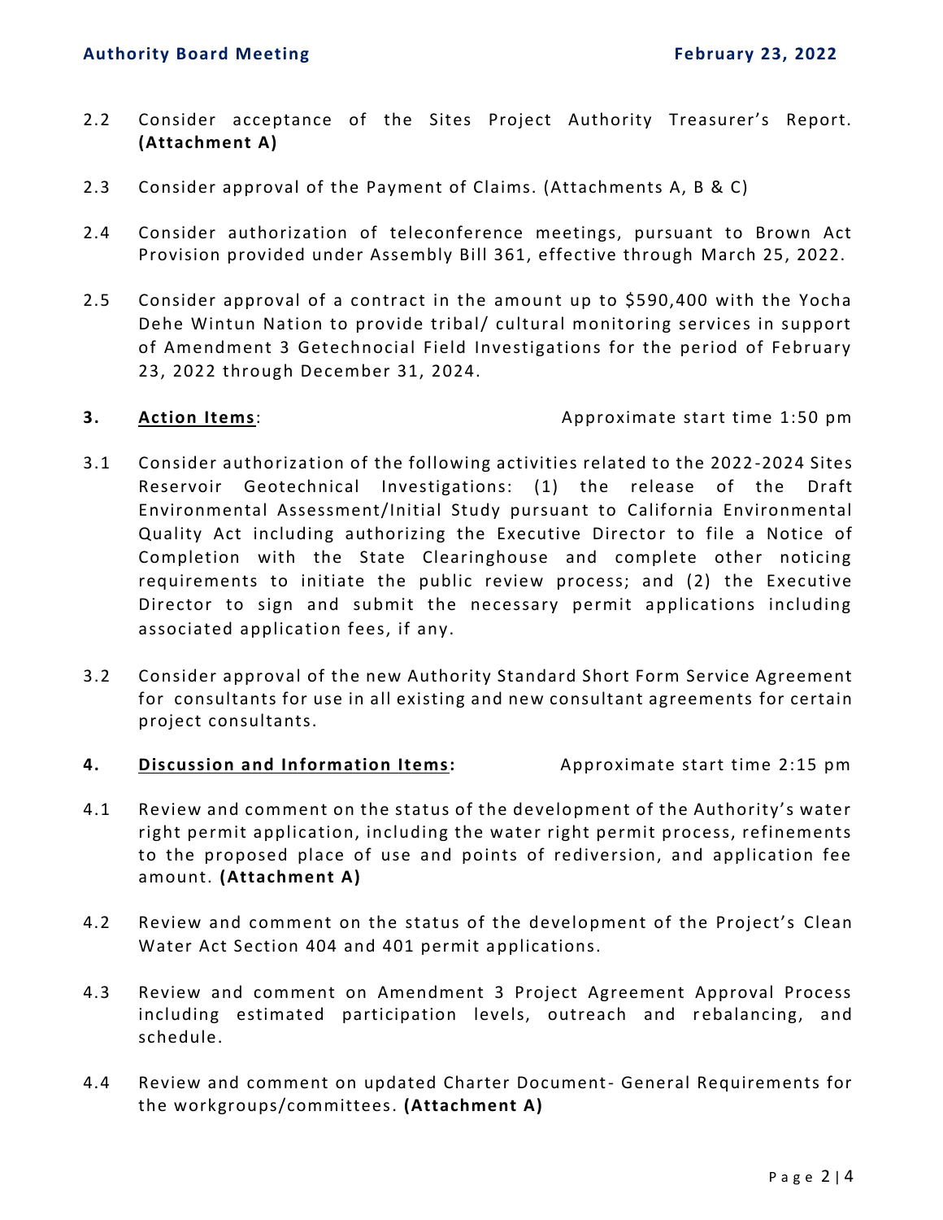2.2 Consider acceptance of the Sites Project Authority Treasurer's Report. **(Attachment A)**

2.3 Consider approval of the Payment of Claims. (Attachments A, B & C)

2.4 Consider authorization of teleconference meetings, pursuant to Brown Act Provision provided under Assembly Bill 361, effective through March 25, 2022.

2.5 Consider approval of a contract in the amount up to $590,400 with the Yocha Dehe Wintun Nation to provide tribal/ cultural monitoring services in support of Amendment 3 Getechnocial Field Investigations for the period of February 23, 2022 through December 31, 2024.

**3. <u>Action Items</u>**: Approximate start time 1:50 pm

3.1 Consider authorization of the following activities related to the 2022-2024 Sites Reservoir Geotechnical Investigations: (1) the release of the Draft Environmental Assessment/Initial Study pursuant to California Environmental Quality Act including authorizing the Executive Director to file a Notice of Completion with the State Clearinghouse and complete other noticing requirements to initiate the public review process; and (2) the Executive Director to sign and submit the necessary permit applications including associated application fees, if any.

3.2 Consider approval of the new Authority Standard Short Form Service Agreement for consultants for use in all existing and new consultant agreements for certain project consultants.

**4. <u>Discussion and Information Items</u>:** Approximate start time 2:15 pm

4.1 Review and comment on the status of the development of the Authority's water right permit application, including the water right permit process, refinements to the proposed place of use and points of rediversion, and application fee amount. **(Attachment A)**

4.2 Review and comment on the status of the development of the Project's Clean Water Act Section 404 and 401 permit applications.

4.3 Review and comment on Amendment 3 Project Agreement Approval Process including estimated participation levels, outreach and rebalancing, and schedule.

4.4 Review and comment on updated Charter Document- General Requirements for the workgroups/committees. **(Attachment A)**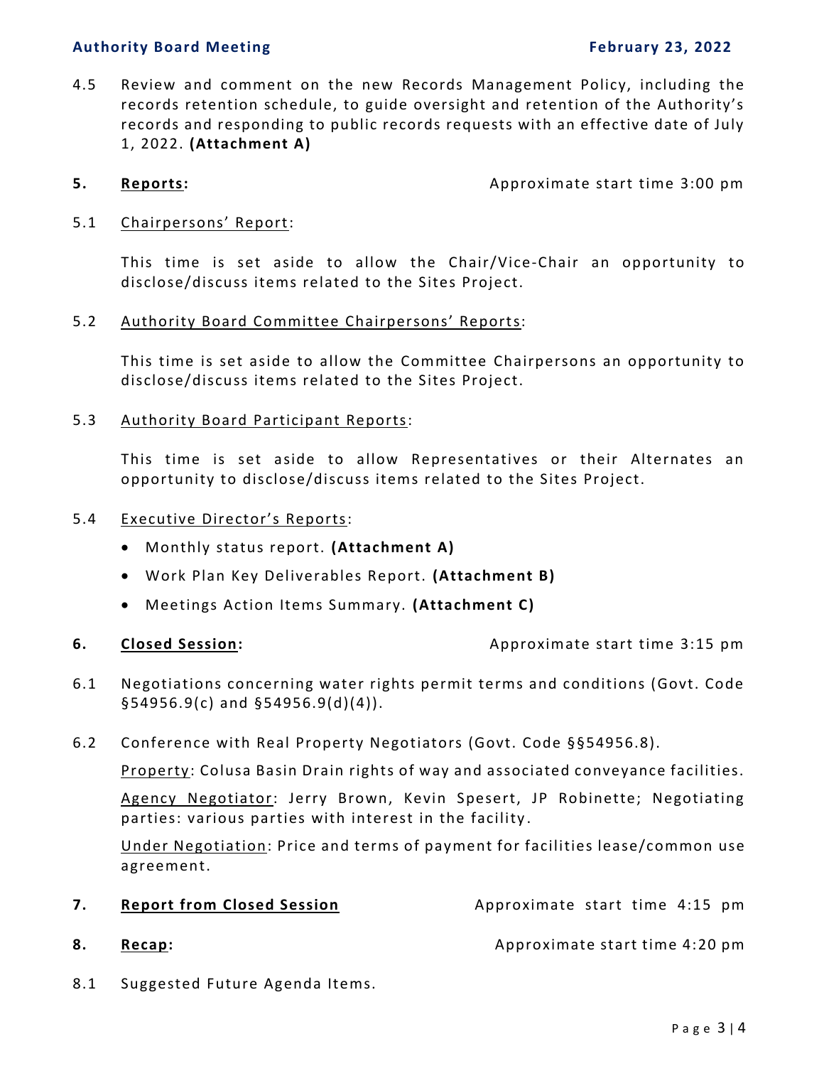4.5 Review and comment on the new Records Management Policy, including the records retention schedule, to guide oversight and retention of the Authority's records and responding to public records requests with an effective date of July 1, 2022. **(Attachment A)**

**5. <u>Reports</u>:** Approximate start time 3:00 pm

5.1 <u>Chairpersons' Report</u>:

This time is set aside to allow the Chair/Vice-Chair an opportunity to disclose/discuss items related to the Sites Project.

5.2 <u>Authority Board Committee Chairpersons' Reports</u>:

This time is set aside to allow the Committee Chairpersons an opportunity to disclose/discuss items related to the Sites Project.

5.3 <u>Authority Board Participant Reports</u>:

This time is set aside to allow Representatives or their Alternates an opportunity to disclose/discuss items related to the Sites Project.

5.4 <u>Executive Director's Reports</u>:

- Monthly status report. **(Attachment A)**
- Work Plan Key Deliverables Report. **(Attachment B)**
- Meetings Action Items Summary. **(Attachment C)**

**6. <u>Closed Session</u>:** Approximate start time 3:15 pm

6.1 Negotiations concerning water rights permit terms and conditions (Govt. Code §54956.9(c) and §54956.9(d)(4)).

6.2 Conference with Real Property Negotiators (Govt. Code §§54956.8).

<u>Property</u>: Colusa Basin Drain rights of way and associated conveyance facilities.

<u>Agency Negotiator</u>: Jerry Brown, Kevin Spesert, JP Robinette; Negotiating parties: various parties with interest in the facility.

<u>Under Negotiation</u>: Price and terms of payment for facilities lease/common use agreement.

**7. <u>Report from Closed Session</u>** Approximate start time 4:15 pm

**8. <u>Recap</u>:** Approximate start time 4:20 pm

8.1 Suggested Future Agenda Items.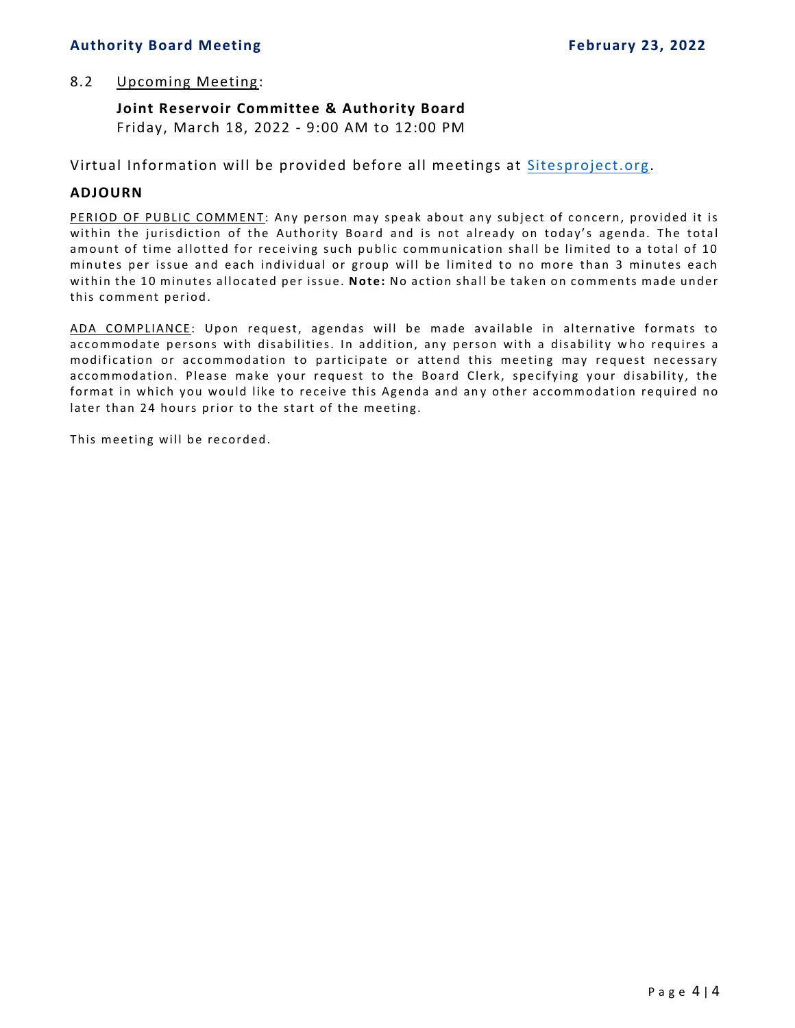8.2 Upcoming Meeting:

**Joint Reservoir Committee & Authority Board**
Friday, March 18, 2022 - 9:00 AM to 12:00 PM

Virtual Information will be provided before all meetings at [Sitesproject.org](Sitesproject.org).

## ADJOURN

PERIOD OF PUBLIC COMMENT: Any person may speak about any subject of concern, provided it is within the jurisdiction of the Authority Board and is not already on today's agenda. The total amount of time allotted for receiving such public communication shall be limited to a total of 10 minutes per issue and each individual or group will be limited to no more than 3 minutes each within the 10 minutes allocated per issue. **Note:** No action shall be taken on comments made under this comment period.

ADA COMPLIANCE: Upon request, agendas will be made available in alternative formats to accommodate persons with disabilities. In addition, any person with a disability who requires a modification or accommodation to participate or attend this meeting may request necessary accommodation. Please make your request to the Board Clerk, specifying your disability, the format in which you would like to receive this Agenda and any other accommodation required no later than 24 hours prior to the start of the meeting.

This meeting will be recorded.